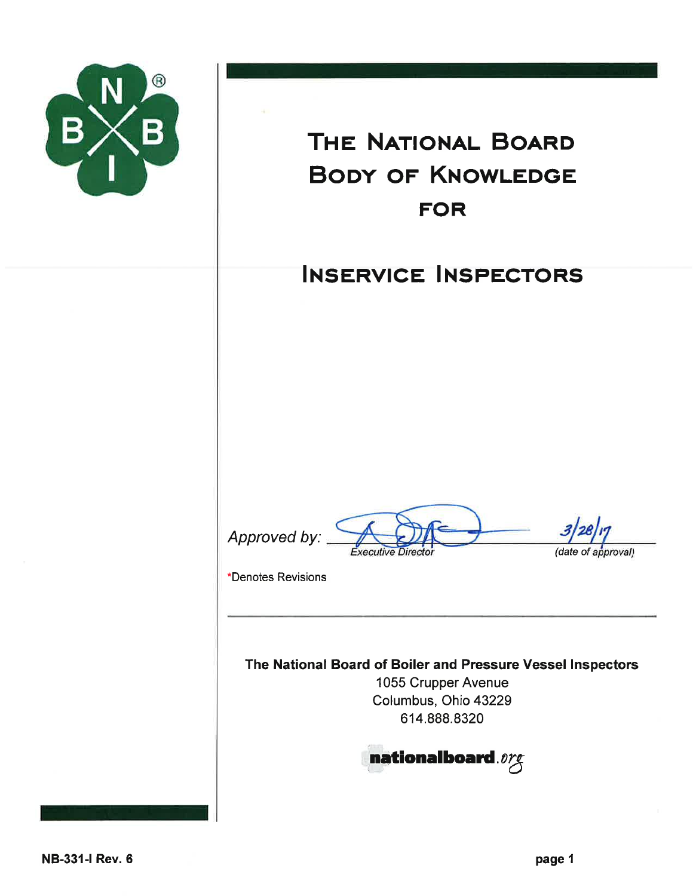# The National Board Body of Knowledge for

# Inservice Inspectors

Approved by: _Executive Director_ 3/28/17 _(date of approval)_

*Denotes Revisions

**The National Board of Boiler and Pressure Vessel Inspectors**
1055 Crupper Avenue
Columbus, Ohio 43229
614.888.8320

nationalboard.org

NB-331-I Rev. 6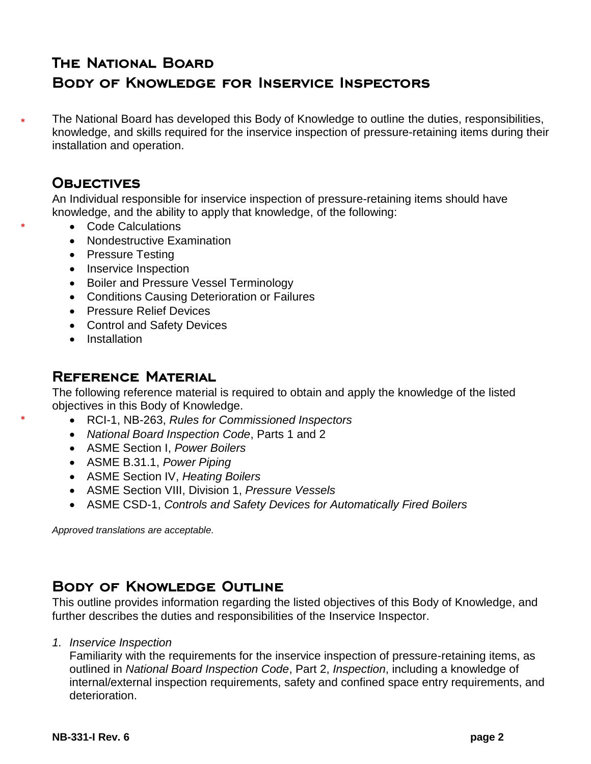# The National Board
# Body of Knowledge for Inservice Inspectors

The National Board has developed this Body of Knowledge to outline the duties, responsibilities, knowledge, and skills required for the inservice inspection of pressure-retaining items during their installation and operation.

## Objectives

An Individual responsible for inservice inspection of pressure-retaining items should have knowledge, and the ability to apply that knowledge, of the following:

- Code Calculations
- Nondestructive Examination
- Pressure Testing
- Inservice Inspection
- Boiler and Pressure Vessel Terminology
- Conditions Causing Deterioration or Failures
- Pressure Relief Devices
- Control and Safety Devices
- Installation

## Reference Material

The following reference material is required to obtain and apply the knowledge of the listed objectives in this Body of Knowledge.

- RCI-1, NB-263, *Rules for Commissioned Inspectors*
- *National Board Inspection Code*, Parts 1 and 2
- ASME Section I, *Power Boilers*
- ASME B.31.1, *Power Piping*
- ASME Section IV, *Heating Boilers*
- ASME Section VIII, Division 1, *Pressure Vessels*
- ASME CSD-1, *Controls and Safety Devices for Automatically Fired Boilers*

*Approved translations are acceptable.*

## Body of Knowledge Outline

This outline provides information regarding the listed objectives of this Body of Knowledge, and further describes the duties and responsibilities of the Inservice Inspector.

1. *Inservice Inspection*
   Familiarity with the requirements for the inservice inspection of pressure-retaining items, as outlined in *National Board Inspection Code*, Part 2, *Inspection*, including a knowledge of internal/external inspection requirements, safety and confined space entry requirements, and deterioration.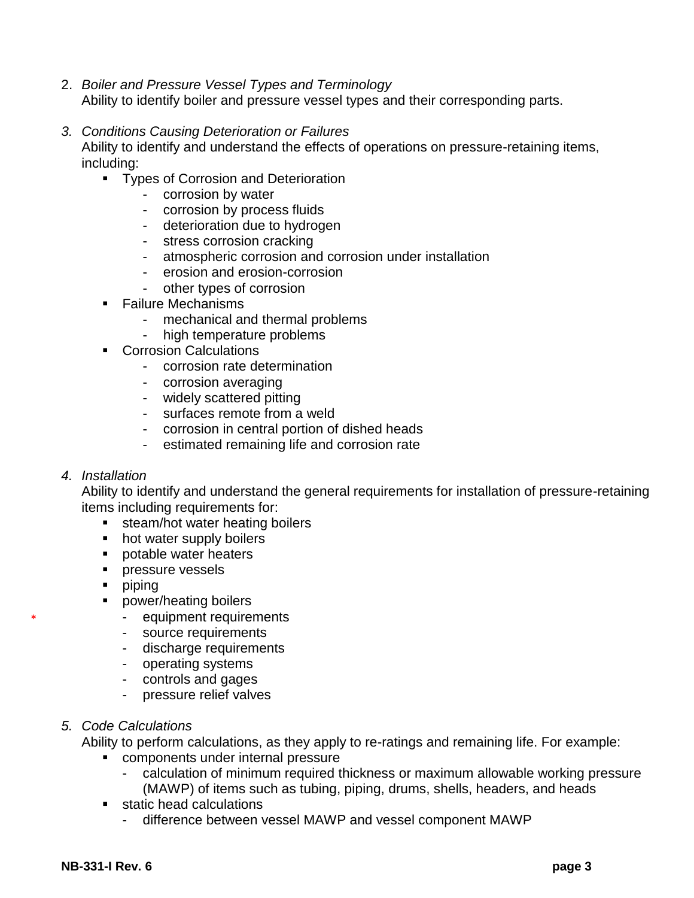2. *Boiler and Pressure Vessel Types and Terminology*
   Ability to identify boiler and pressure vessel types and their corresponding parts.

3. *Conditions Causing Deterioration or Failures*
   Ability to identify and understand the effects of operations on pressure-retaining items, including:
   - Types of Corrosion and Deterioration
     - corrosion by water
     - corrosion by process fluids
     - deterioration due to hydrogen
     - stress corrosion cracking
     - atmospheric corrosion and corrosion under installation
     - erosion and erosion-corrosion
     - other types of corrosion
   - Failure Mechanisms
     - mechanical and thermal problems
     - high temperature problems
   - Corrosion Calculations
     - corrosion rate determination
     - corrosion averaging
     - widely scattered pitting
     - surfaces remote from a weld
     - corrosion in central portion of dished heads
     - estimated remaining life and corrosion rate

4. *Installation*
   Ability to identify and understand the general requirements for installation of pressure-retaining items including requirements for:
   - steam/hot water heating boilers
   - hot water supply boilers
   - potable water heaters
   - pressure vessels
   - piping
   - power/heating boilers
     - equipment requirements
     - source requirements
     - discharge requirements
     - operating systems
     - controls and gages
     - pressure relief valves

5. *Code Calculations*
   Ability to perform calculations, as they apply to re-ratings and remaining life. For example:
   - components under internal pressure
     - calculation of minimum required thickness or maximum allowable working pressure (MAWP) of items such as tubing, piping, drums, shells, headers, and heads
   - static head calculations
     - difference between vessel MAWP and vessel component MAWP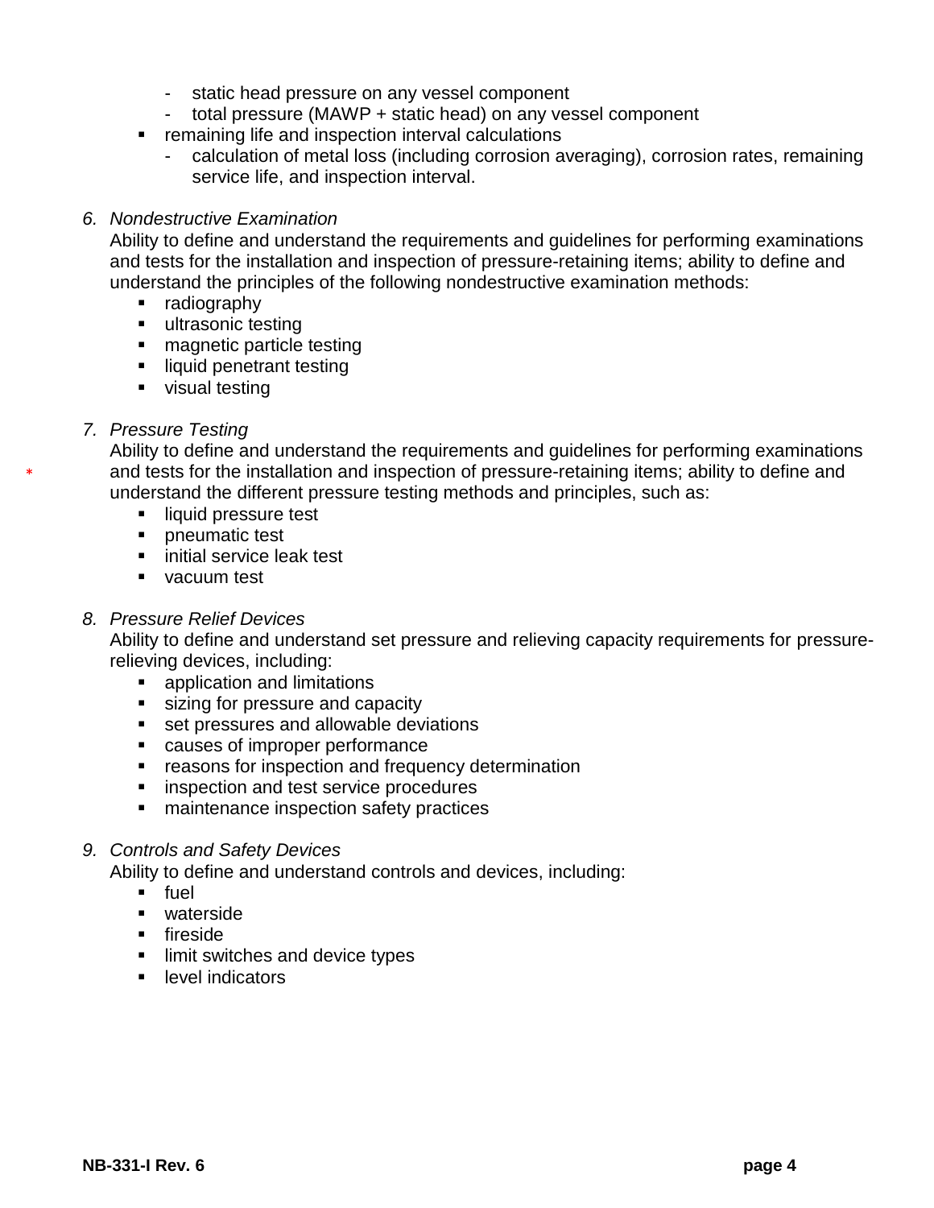- static head pressure on any vessel component
  - total pressure (MAWP + static head) on any vessel component
- remaining life and inspection interval calculations
  - calculation of metal loss (including corrosion averaging), corrosion rates, remaining service life, and inspection interval.

6. *Nondestructive Examination*

   Ability to define and understand the requirements and guidelines for performing examinations and tests for the installation and inspection of pressure-retaining items; ability to define and understand the principles of the following nondestructive examination methods:
   - radiography
   - ultrasonic testing
   - magnetic particle testing
   - liquid penetrant testing
   - visual testing

7. *Pressure Testing*

   Ability to define and understand the requirements and guidelines for performing examinations and tests for the installation and inspection of pressure-retaining items; ability to define and understand the different pressure testing methods and principles, such as:
   - liquid pressure test
   - pneumatic test
   - initial service leak test
   - vacuum test

8. *Pressure Relief Devices*

   Ability to define and understand set pressure and relieving capacity requirements for pressure-relieving devices, including:
   - application and limitations
   - sizing for pressure and capacity
   - set pressures and allowable deviations
   - causes of improper performance
   - reasons for inspection and frequency determination
   - inspection and test service procedures
   - maintenance inspection safety practices

9. *Controls and Safety Devices*

   Ability to define and understand controls and devices, including:
   - fuel
   - waterside
   - fireside
   - limit switches and device types
   - level indicators